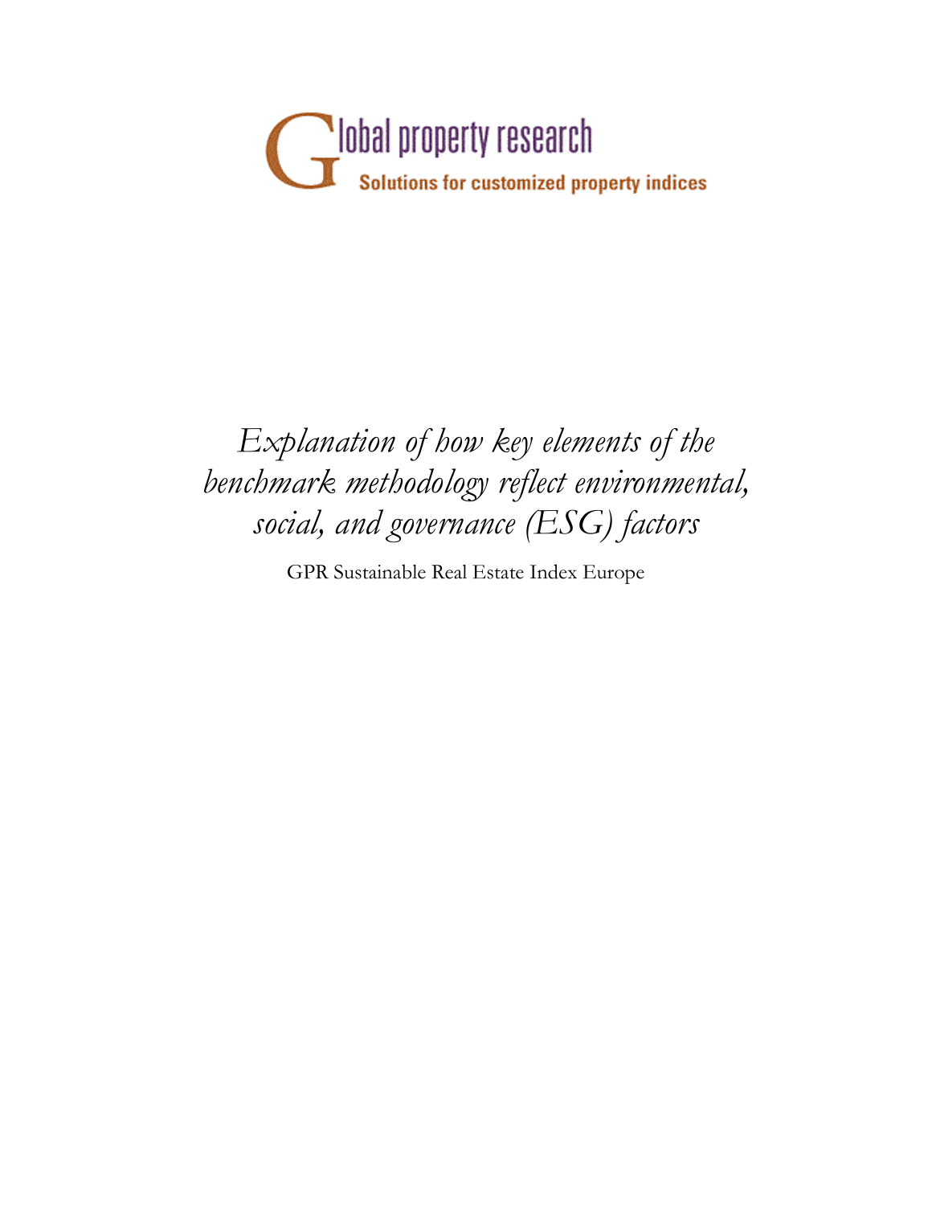Global property research

**Solutions for customized property indices**

# *Explanation of how key elements of the benchmark methodology reflect environmental, social, and governance (ESG) factors*

GPR Sustainable Real Estate Index Europe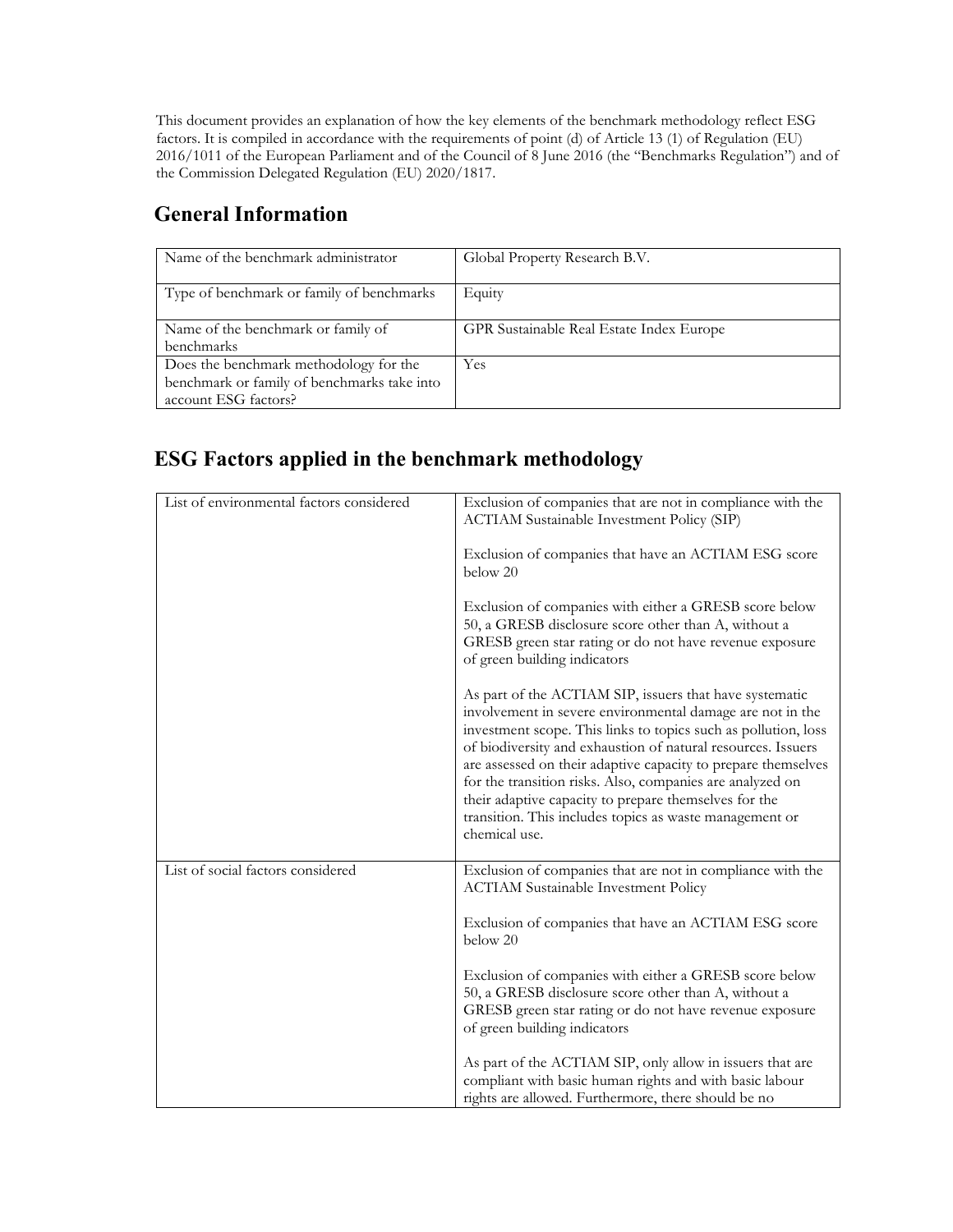This document provides an explanation of how the key elements of the benchmark methodology reflect ESG factors. It is compiled in accordance with the requirements of point (d) of Article 13 (1) of Regulation (EU) 2016/1011 of the European Parliament and of the Council of 8 June 2016 (the "Benchmarks Regulation") and of the Commission Delegated Regulation (EU) 2020/1817.

## General Information

| | |
|---|---|
| Name of the benchmark administrator | Global Property Research B.V. |
| Type of benchmark or family of benchmarks | Equity |
| Name of the benchmark or family of benchmarks | GPR Sustainable Real Estate Index Europe |
| Does the benchmark methodology for the benchmark or family of benchmarks take into account ESG factors? | Yes |

## ESG Factors applied in the benchmark methodology

| | |
|---|---|
| List of environmental factors considered | Exclusion of companies that are not in compliance with the ACTIAM Sustainable Investment Policy (SIP)<br><br>Exclusion of companies that have an ACTIAM ESG score below 20<br><br>Exclusion of companies with either a GRESB score below 50, a GRESB disclosure score other than A, without a GRESB green star rating or do not have revenue exposure of green building indicators<br><br>As part of the ACTIAM SIP, issuers that have systematic involvement in severe environmental damage are not in the investment scope. This links to topics such as pollution, loss of biodiversity and exhaustion of natural resources. Issuers are assessed on their adaptive capacity to prepare themselves for the transition risks. Also, companies are analyzed on their adaptive capacity to prepare themselves for the transition. This includes topics as waste management or chemical use. |
| List of social factors considered | Exclusion of companies that are not in compliance with the ACTIAM Sustainable Investment Policy<br><br>Exclusion of companies that have an ACTIAM ESG score below 20<br><br>Exclusion of companies with either a GRESB score below 50, a GRESB disclosure score other than A, without a GRESB green star rating or do not have revenue exposure of green building indicators<br><br>As part of the ACTIAM SIP, only allow in issuers that are compliant with basic human rights and with basic labour rights are allowed. Furthermore, there should be no |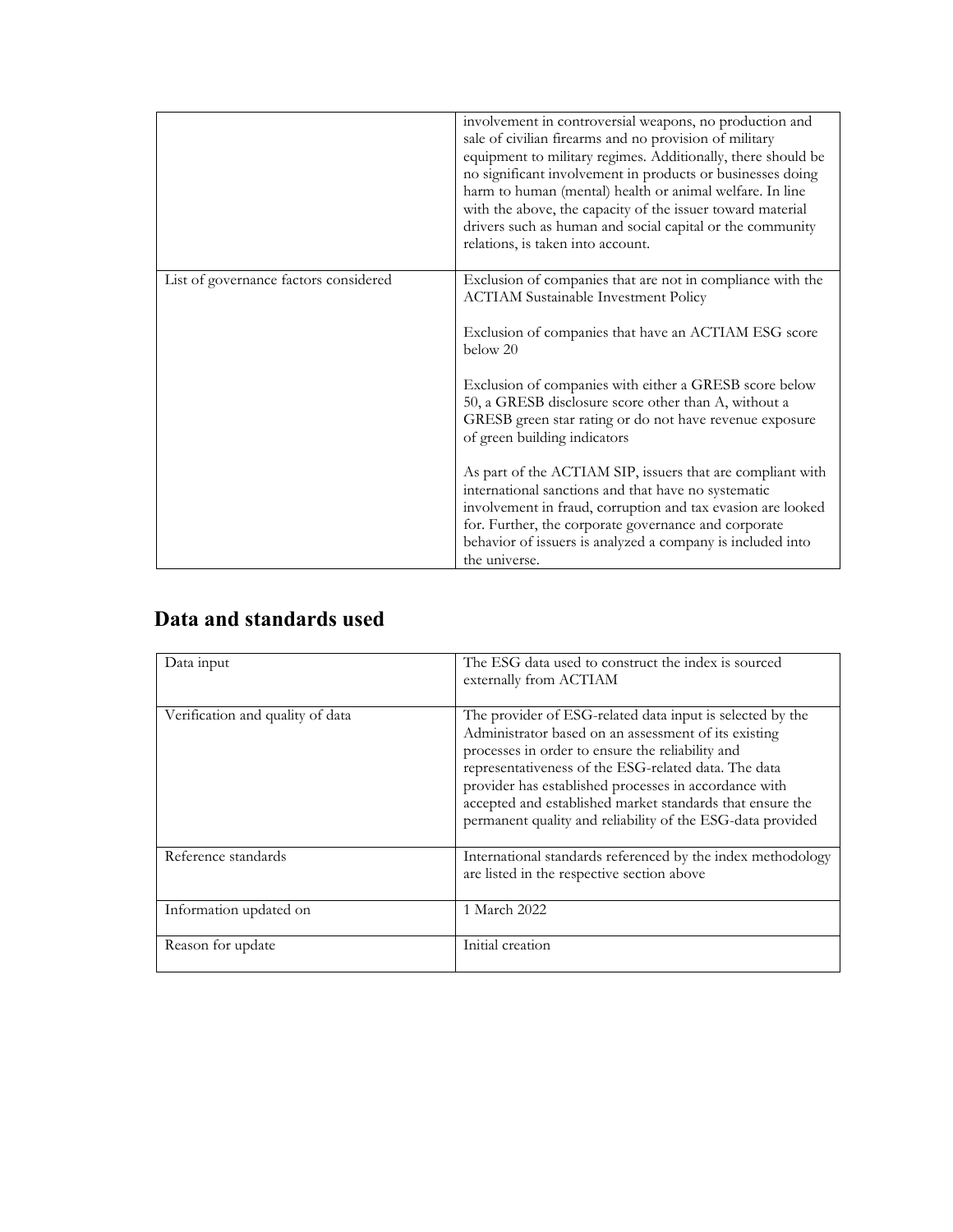| | |
|---|---|
| | involvement in controversial weapons, no production and sale of civilian firearms and no provision of military equipment to military regimes. Additionally, there should be no significant involvement in products or businesses doing harm to human (mental) health or animal welfare. In line with the above, the capacity of the issuer toward material drivers such as human and social capital or the community relations, is taken into account. |
| List of governance factors considered | Exclusion of companies that are not in compliance with the ACTIAM Sustainable Investment Policy<br><br>Exclusion of companies that have an ACTIAM ESG score below 20<br><br>Exclusion of companies with either a GRESB score below 50, a GRESB disclosure score other than A, without a GRESB green star rating or do not have revenue exposure of green building indicators<br><br>As part of the ACTIAM SIP, issuers that are compliant with international sanctions and that have no systematic involvement in fraud, corruption and tax evasion are looked for. Further, the corporate governance and corporate behavior of issuers is analyzed a company is included into the universe. |

## Data and standards used

| | |
|---|---|
| Data input | The ESG data used to construct the index is sourced externally from ACTIAM |
| Verification and quality of data | The provider of ESG-related data input is selected by the Administrator based on an assessment of its existing processes in order to ensure the reliability and representativeness of the ESG-related data. The data provider has established processes in accordance with accepted and established market standards that ensure the permanent quality and reliability of the ESG-data provided |
| Reference standards | International standards referenced by the index methodology are listed in the respective section above |
| Information updated on | 1 March 2022 |
| Reason for update | Initial creation |